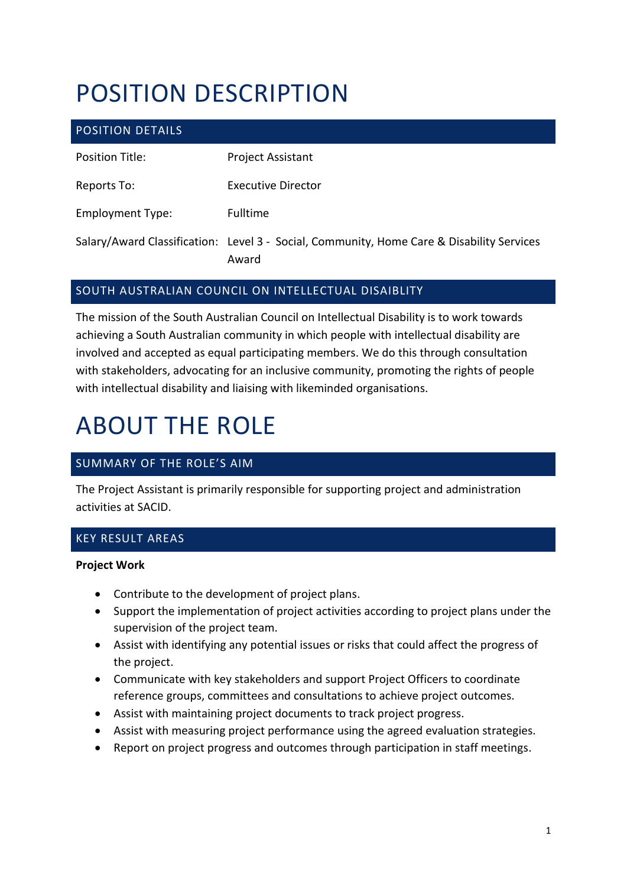# POSITION DESCRIPTION

## POSITION DETAILS

| | |
|---|---|
| Position Title: | Project Assistant |
| Reports To: | Executive Director |
| Employment Type: | Fulltime |
| Salary/Award Classification: | Level 3 - Social, Community, Home Care & Disability Services Award |

## SOUTH AUSTRALIAN COUNCIL ON INTELLECTUAL DISAIBLITY

The mission of the South Australian Council on Intellectual Disability is to work towards achieving a South Australian community in which people with intellectual disability are involved and accepted as equal participating members. We do this through consultation with stakeholders, advocating for an inclusive community, promoting the rights of people with intellectual disability and liaising with likeminded organisations.

# ABOUT THE ROLE

## SUMMARY OF THE ROLE'S AIM

The Project Assistant is primarily responsible for supporting project and administration activities at SACID.

## KEY RESULT AREAS

**Project Work**

- Contribute to the development of project plans.
- Support the implementation of project activities according to project plans under the supervision of the project team.
- Assist with identifying any potential issues or risks that could affect the progress of the project.
- Communicate with key stakeholders and support Project Officers to coordinate reference groups, committees and consultations to achieve project outcomes.
- Assist with maintaining project documents to track project progress.
- Assist with measuring project performance using the agreed evaluation strategies.
- Report on project progress and outcomes through participation in staff meetings.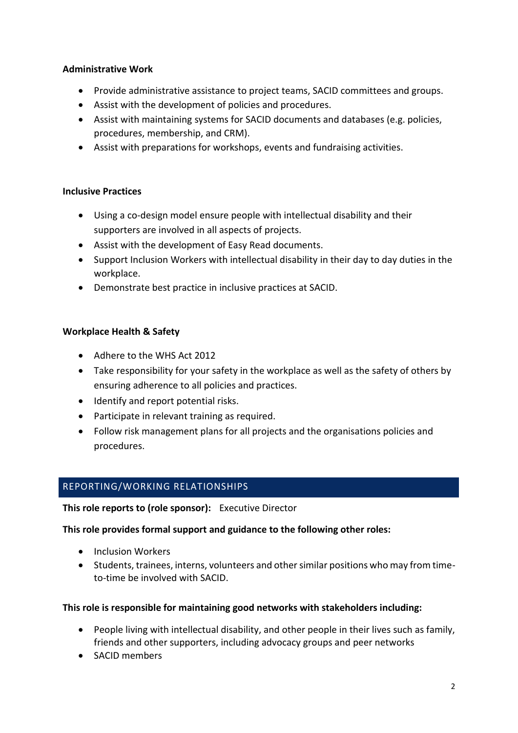**Administrative Work**

- Provide administrative assistance to project teams, SACID committees and groups.
- Assist with the development of policies and procedures.
- Assist with maintaining systems for SACID documents and databases (e.g. policies, procedures, membership, and CRM).
- Assist with preparations for workshops, events and fundraising activities.

**Inclusive Practices**

- Using a co-design model ensure people with intellectual disability and their supporters are involved in all aspects of projects.
- Assist with the development of Easy Read documents.
- Support Inclusion Workers with intellectual disability in their day to day duties in the workplace.
- Demonstrate best practice in inclusive practices at SACID.

**Workplace Health & Safety**

- Adhere to the WHS Act 2012
- Take responsibility for your safety in the workplace as well as the safety of others by ensuring adherence to all policies and practices.
- Identify and report potential risks.
- Participate in relevant training as required.
- Follow risk management plans for all projects and the organisations policies and procedures.

## REPORTING/WORKING RELATIONSHIPS

**This role reports to (role sponsor):** Executive Director

**This role provides formal support and guidance to the following other roles:**

- Inclusion Workers
- Students, trainees, interns, volunteers and other similar positions who may from time-to-time be involved with SACID.

**This role is responsible for maintaining good networks with stakeholders including:**

- People living with intellectual disability, and other people in their lives such as family, friends and other supporters, including advocacy groups and peer networks
- SACID members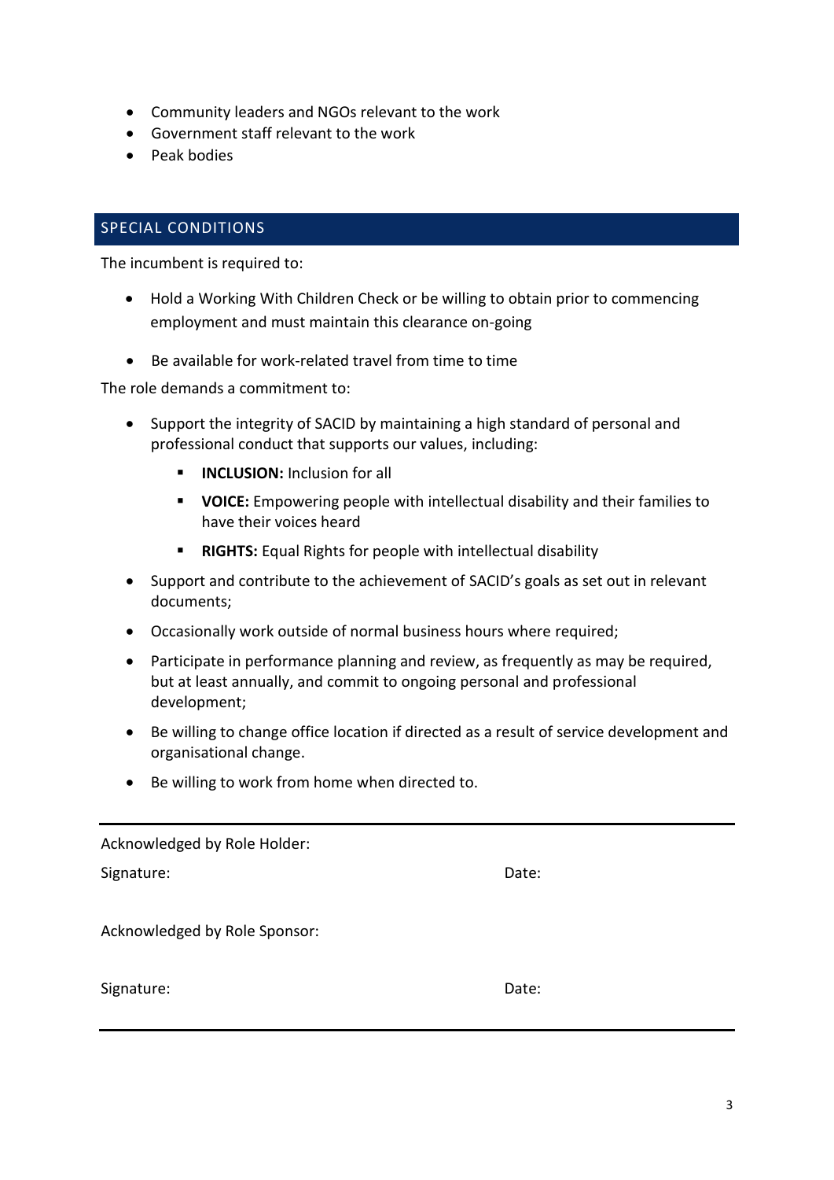- Community leaders and NGOs relevant to the work
- Government staff relevant to the work
- Peak bodies

## SPECIAL CONDITIONS

The incumbent is required to:

- Hold a Working With Children Check or be willing to obtain prior to commencing employment and must maintain this clearance on-going
- Be available for work-related travel from time to time

The role demands a commitment to:

- Support the integrity of SACID by maintaining a high standard of personal and professional conduct that supports our values, including:
  - **INCLUSION:** Inclusion for all
  - **VOICE:** Empowering people with intellectual disability and their families to have their voices heard
  - **RIGHTS:** Equal Rights for people with intellectual disability
- Support and contribute to the achievement of SACID's goals as set out in relevant documents;
- Occasionally work outside of normal business hours where required;
- Participate in performance planning and review, as frequently as may be required, but at least annually, and commit to ongoing personal and professional development;
- Be willing to change office location if directed as a result of service development and organisational change.
- Be willing to work from home when directed to.

---

Acknowledged by Role Holder:

Signature: Date:

Acknowledged by Role Sponsor:

Signature: Date:

---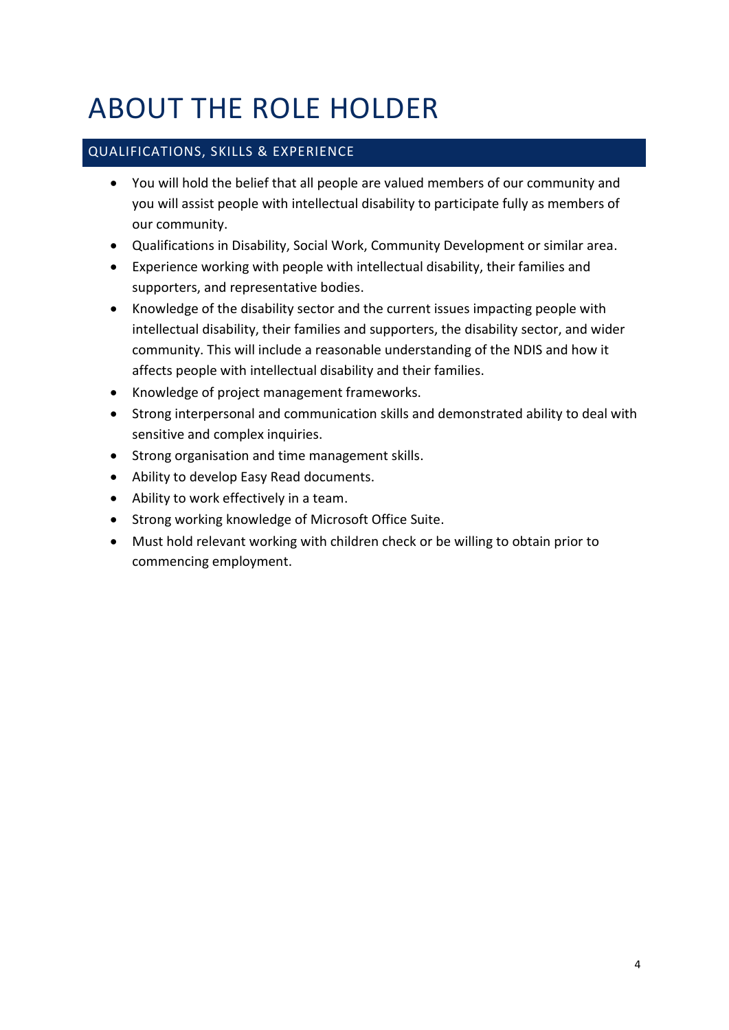# ABOUT THE ROLE HOLDER

## QUALIFICATIONS, SKILLS & EXPERIENCE

- You will hold the belief that all people are valued members of our community and you will assist people with intellectual disability to participate fully as members of our community.
- Qualifications in Disability, Social Work, Community Development or similar area.
- Experience working with people with intellectual disability, their families and supporters, and representative bodies.
- Knowledge of the disability sector and the current issues impacting people with intellectual disability, their families and supporters, the disability sector, and wider community. This will include a reasonable understanding of the NDIS and how it affects people with intellectual disability and their families.
- Knowledge of project management frameworks.
- Strong interpersonal and communication skills and demonstrated ability to deal with sensitive and complex inquiries.
- Strong organisation and time management skills.
- Ability to develop Easy Read documents.
- Ability to work effectively in a team.
- Strong working knowledge of Microsoft Office Suite.
- Must hold relevant working with children check or be willing to obtain prior to commencing employment.